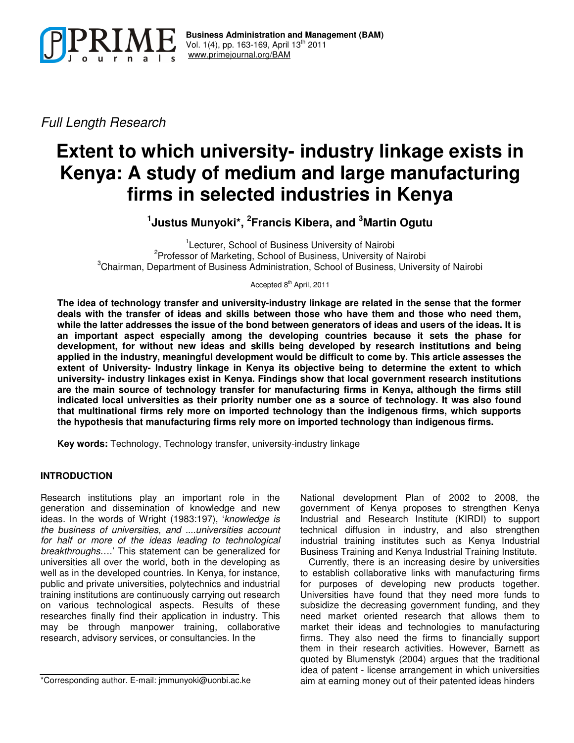*Full Length Research*

# Extent to which university- industry linkage exists in Kenya: A study of medium and large manufacturing firms in selected industries in Kenya

**[1]Justus Munyoki*, [2]Francis Kibera, and [3]Martin Ogutu**

[1]Lecturer, School of Business University of Nairobi
[2]Professor of Marketing, School of Business, University of Nairobi
[3]Chairman, Department of Business Administration, School of Business, University of Nairobi

Accepted 8th April, 2011

**The idea of technology transfer and university-industry linkage are related in the sense that the former deals with the transfer of ideas and skills between those who have them and those who need them, while the latter addresses the issue of the bond between generators of ideas and users of the ideas. It is an important aspect especially among the developing countries because it sets the phase for development, for without new ideas and skills being developed by research institutions and being applied in the industry, meaningful development would be difficult to come by. This article assesses the extent of University- Industry linkage in Kenya its objective being to determine the extent to which university- industry linkages exist in Kenya. Findings show that local government research institutions are the main source of technology transfer for manufacturing firms in Kenya, although the firms still indicated local universities as their priority number one as a source of technology. It was also found that multinational firms rely more on imported technology than the indigenous firms, which supports the hypothesis that manufacturing firms rely more on imported technology than indigenous firms.**

**Key words:** Technology, Technology transfer, university-industry linkage

## INTRODUCTION

Research institutions play an important role in the generation and dissemination of knowledge and new ideas. In the words of Wright (1983:197), '*knowledge is the business of universities, and ....universities account for half or more of the ideas leading to technological breakthroughs*….' This statement can be generalized for universities all over the world, both in the developing as well as in the developed countries. In Kenya, for instance, public and private universities, polytechnics and industrial training institutions are continuously carrying out research on various technological aspects. Results of these researches finally find their application in industry. This may be through manpower training, collaborative research, advisory services, or consultancies. In the National development Plan of 2002 to 2008, the government of Kenya proposes to strengthen Kenya Industrial and Research Institute (KIRDI) to support technical diffusion in industry, and also strengthen industrial training institutes such as Kenya Industrial Business Training and Kenya Industrial Training Institute.

Currently, there is an increasing desire by universities to establish collaborative links with manufacturing firms for purposes of developing new products together. Universities have found that they need more funds to subsidize the decreasing government funding, and they need market oriented research that allows them to market their ideas and technologies to manufacturing firms. They also need the firms to financially support them in their research activities. However, Barnett as quoted by Blumenstyk (2004) argues that the traditional idea of patent - license arrangement in which universities aim at earning money out of their patented ideas hinders

*Corresponding author. E-mail: jmmunyoki@uonbi.ac.ke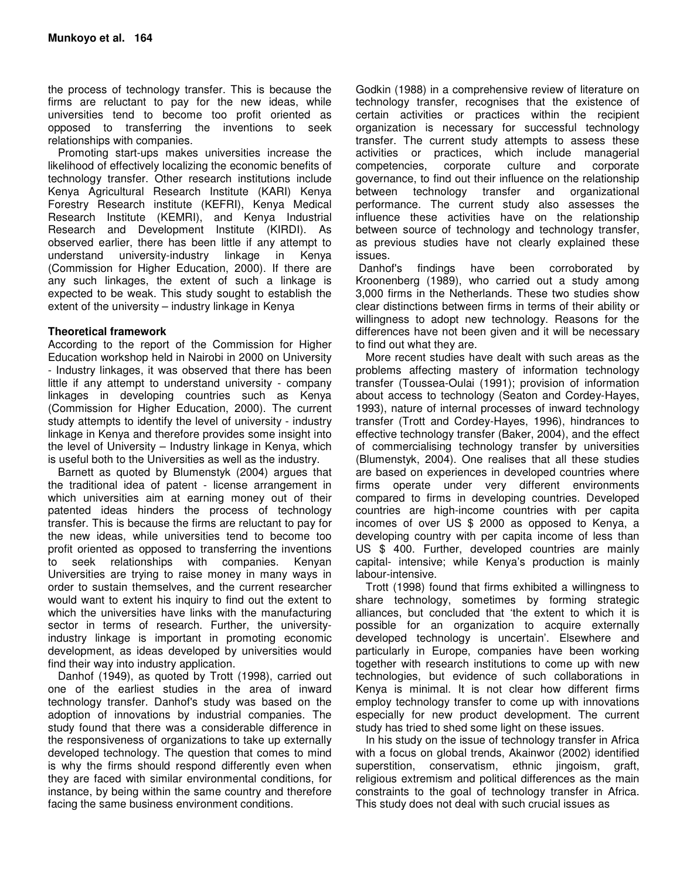the process of technology transfer. This is because the firms are reluctant to pay for the new ideas, while universities tend to become too profit oriented as opposed to transferring the inventions to seek relationships with companies.

Promoting start-ups makes universities increase the likelihood of effectively localizing the economic benefits of technology transfer. Other research institutions include Kenya Agricultural Research Institute (KARI) Kenya Forestry Research institute (KEFRI), Kenya Medical Research Institute (KEMRI), and Kenya Industrial Research and Development Institute (KIRDI). As observed earlier, there has been little if any attempt to understand university-industry linkage in Kenya (Commission for Higher Education, 2000). If there are any such linkages, the extent of such a linkage is expected to be weak. This study sought to establish the extent of the university – industry linkage in Kenya

**Theoretical framework**

According to the report of the Commission for Higher Education workshop held in Nairobi in 2000 on University - Industry linkages, it was observed that there has been little if any attempt to understand university - company linkages in developing countries such as Kenya (Commission for Higher Education, 2000). The current study attempts to identify the level of university - industry linkage in Kenya and therefore provides some insight into the level of University – Industry linkage in Kenya, which is useful both to the Universities as well as the industry.

Barnett as quoted by Blumenstyk (2004) argues that the traditional idea of patent - license arrangement in which universities aim at earning money out of their patented ideas hinders the process of technology transfer. This is because the firms are reluctant to pay for the new ideas, while universities tend to become too profit oriented as opposed to transferring the inventions to seek relationships with companies. Kenyan Universities are trying to raise money in many ways in order to sustain themselves, and the current researcher would want to extent his inquiry to find out the extent to which the universities have links with the manufacturing sector in terms of research. Further, the university-industry linkage is important in promoting economic development, as ideas developed by universities would find their way into industry application.

Danhof (1949), as quoted by Trott (1998), carried out one of the earliest studies in the area of inward technology transfer. Danhof's study was based on the adoption of innovations by industrial companies. The study found that there was a considerable difference in the responsiveness of organizations to take up externally developed technology. The question that comes to mind is why the firms should respond differently even when they are faced with similar environmental conditions, for instance, by being within the same country and therefore facing the same business environment conditions.

Godkin (1988) in a comprehensive review of literature on technology transfer, recognises that the existence of certain activities or practices within the recipient organization is necessary for successful technology transfer. The current study attempts to assess these activities or practices, which include managerial competencies, corporate culture and corporate governance, to find out their influence on the relationship between technology transfer and organizational performance. The current study also assesses the influence these activities have on the relationship between source of technology and technology transfer, as previous studies have not clearly explained these issues.

Danhof's findings have been corroborated by Kroonenberg (1989), who carried out a study among 3,000 firms in the Netherlands. These two studies show clear distinctions between firms in terms of their ability or willingness to adopt new technology. Reasons for the differences have not been given and it will be necessary to find out what they are.

More recent studies have dealt with such areas as the problems affecting mastery of information technology transfer (Toussea-Oulai (1991); provision of information about access to technology (Seaton and Cordey-Hayes, 1993), nature of internal processes of inward technology transfer (Trott and Cordey-Hayes, 1996), hindrances to effective technology transfer (Baker, 2004), and the effect of commercialising technology transfer by universities (Blumenstyk, 2004). One realises that all these studies are based on experiences in developed countries where firms operate under very different environments compared to firms in developing countries. Developed countries are high-income countries with per capita incomes of over US $ 2000 as opposed to Kenya, a developing country with per capita income of less than US $ 400. Further, developed countries are mainly capital- intensive; while Kenya's production is mainly labour-intensive.

Trott (1998) found that firms exhibited a willingness to share technology, sometimes by forming strategic alliances, but concluded that 'the extent to which it is possible for an organization to acquire externally developed technology is uncertain'. Elsewhere and particularly in Europe, companies have been working together with research institutions to come up with new technologies, but evidence of such collaborations in Kenya is minimal. It is not clear how different firms employ technology transfer to come up with innovations especially for new product development. The current study has tried to shed some light on these issues.

In his study on the issue of technology transfer in Africa with a focus on global trends, Akainwor (2002) identified superstition, conservatism, ethnic jingoism, graft, religious extremism and political differences as the main constraints to the goal of technology transfer in Africa. This study does not deal with such crucial issues as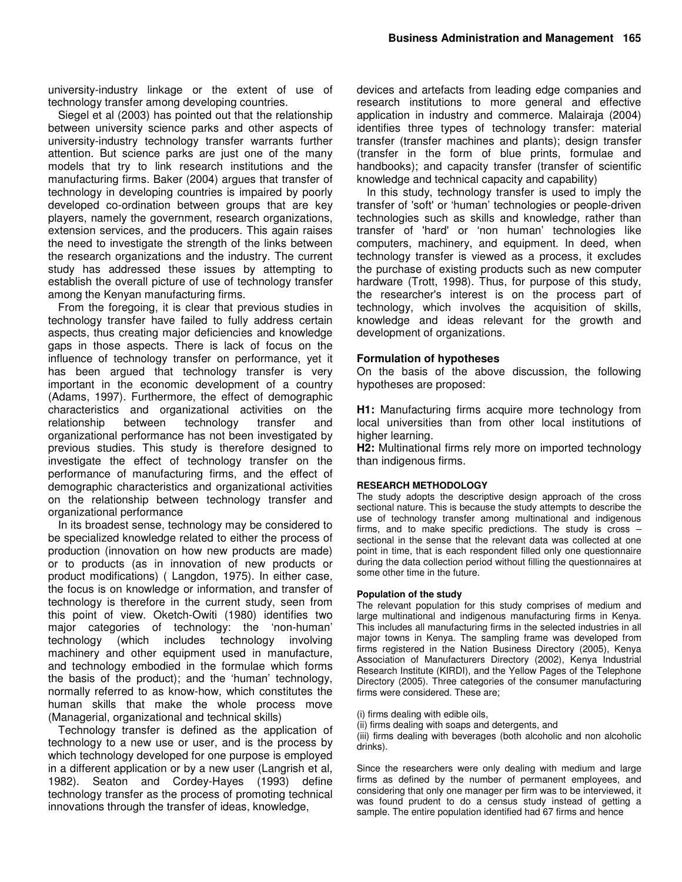university-industry linkage or the extent of use of technology transfer among developing countries.

Siegel et al (2003) has pointed out that the relationship between university science parks and other aspects of university-industry technology transfer warrants further attention. But science parks are just one of the many models that try to link research institutions and the manufacturing firms. Baker (2004) argues that transfer of technology in developing countries is impaired by poorly developed co-ordination between groups that are key players, namely the government, research organizations, extension services, and the producers. This again raises the need to investigate the strength of the links between the research organizations and the industry. The current study has addressed these issues by attempting to establish the overall picture of use of technology transfer among the Kenyan manufacturing firms.

From the foregoing, it is clear that previous studies in technology transfer have failed to fully address certain aspects, thus creating major deficiencies and knowledge gaps in those aspects. There is lack of focus on the influence of technology transfer on performance, yet it has been argued that technology transfer is very important in the economic development of a country (Adams, 1997). Furthermore, the effect of demographic characteristics and organizational activities on the relationship between technology transfer and organizational performance has not been investigated by previous studies. This study is therefore designed to investigate the effect of technology transfer on the performance of manufacturing firms, and the effect of demographic characteristics and organizational activities on the relationship between technology transfer and organizational performance

In its broadest sense, technology may be considered to be specialized knowledge related to either the process of production (innovation on how new products are made) or to products (as in innovation of new products or product modifications) ( Langdon, 1975). In either case, the focus is on knowledge or information, and transfer of technology is therefore in the current study, seen from this point of view. Oketch-Owiti (1980) identifies two major categories of technology: the 'non-human' technology (which includes technology involving machinery and other equipment used in manufacture, and technology embodied in the formulae which forms the basis of the product); and the 'human' technology, normally referred to as know-how, which constitutes the human skills that make the whole process move (Managerial, organizational and technical skills)

Technology transfer is defined as the application of technology to a new use or user, and is the process by which technology developed for one purpose is employed in a different application or by a new user (Langrish et al, 1982). Seaton and Cordey-Hayes (1993) define technology transfer as the process of promoting technical innovations through the transfer of ideas, knowledge, devices and artefacts from leading edge companies and research institutions to more general and effective application in industry and commerce. Malairaja (2004) identifies three types of technology transfer: material transfer (transfer machines and plants); design transfer (transfer in the form of blue prints, formulae and handbooks); and capacity transfer (transfer of scientific knowledge and technical capacity and capability)

In this study, technology transfer is used to imply the transfer of 'soft' or 'human' technologies or people-driven technologies such as skills and knowledge, rather than transfer of 'hard' or 'non human' technologies like computers, machinery, and equipment. In deed, when technology transfer is viewed as a process, it excludes the purchase of existing products such as new computer hardware (Trott, 1998). Thus, for purpose of this study, the researcher's interest is on the process part of technology, which involves the acquisition of skills, knowledge and ideas relevant for the growth and development of organizations.

## Formulation of hypotheses

On the basis of the above discussion, the following hypotheses are proposed:

**H1:** Manufacturing firms acquire more technology from local universities than from other local institutions of higher learning.

**H2:** Multinational firms rely more on imported technology than indigenous firms.

## RESEARCH METHODOLOGY

The study adopts the descriptive design approach of the cross sectional nature. This is because the study attempts to describe the use of technology transfer among multinational and indigenous firms, and to make specific predictions. The study is cross – sectional in the sense that the relevant data was collected at one point in time, that is each respondent filled only one questionnaire during the data collection period without filling the questionnaires at some other time in the future.

### Population of the study

The relevant population for this study comprises of medium and large multinational and indigenous manufacturing firms in Kenya. This includes all manufacturing firms in the selected industries in all major towns in Kenya. The sampling frame was developed from firms registered in the Nation Business Directory (2005), Kenya Association of Manufacturers Directory (2002), Kenya Industrial Research Institute (KIRDI), and the Yellow Pages of the Telephone Directory (2005). Three categories of the consumer manufacturing firms were considered. These are;

(i) firms dealing with edible oils,
(ii) firms dealing with soaps and detergents, and
(iii) firms dealing with beverages (both alcoholic and non alcoholic drinks).

Since the researchers were only dealing with medium and large firms as defined by the number of permanent employees, and considering that only one manager per firm was to be interviewed, it was found prudent to do a census study instead of getting a sample. The entire population identified had 67 firms and hence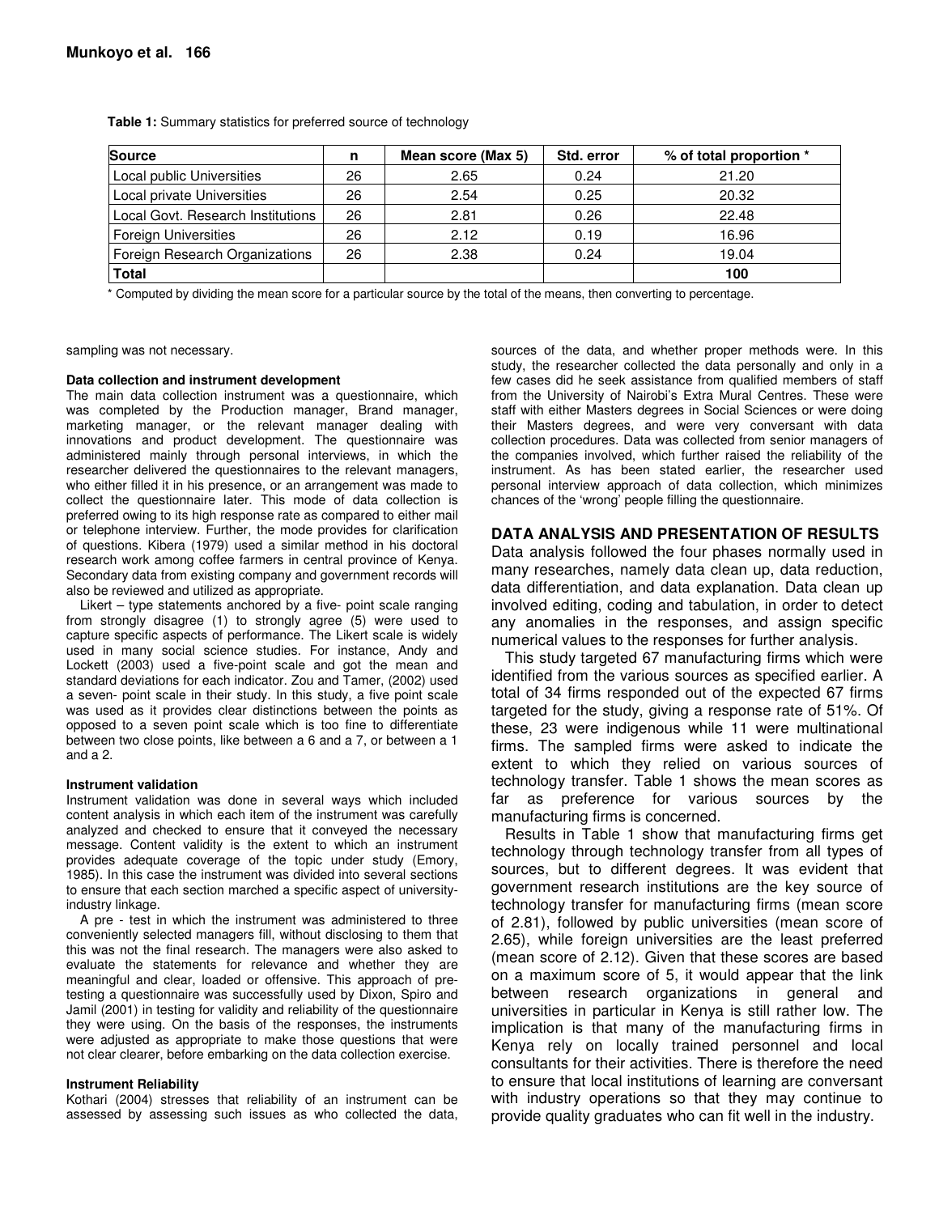**Table 1:** Summary statistics for preferred source of technology

| Source | n | Mean score (Max 5) | Std. error | % of total proportion * |
|---|---|---|---|---|
| Local public Universities | 26 | 2.65 | 0.24 | 21.20 |
| Local private Universities | 26 | 2.54 | 0.25 | 20.32 |
| Local Govt. Research Institutions | 26 | 2.81 | 0.26 | 22.48 |
| Foreign Universities | 26 | 2.12 | 0.19 | 16.96 |
| Foreign Research Organizations | 26 | 2.38 | 0.24 | 19.04 |
| **Total** | | | | **100** |

\* Computed by dividing the mean score for a particular source by the total of the means, then converting to percentage.

sampling was not necessary.

#### Data collection and instrument development

The main data collection instrument was a questionnaire, which was completed by the Production manager, Brand manager, marketing manager, or the relevant manager dealing with innovations and product development. The questionnaire was administered mainly through personal interviews, in which the researcher delivered the questionnaires to the relevant managers, who either filled it in his presence, or an arrangement was made to collect the questionnaire later. This mode of data collection is preferred owing to its high response rate as compared to either mail or telephone interview. Further, the mode provides for clarification of questions. Kibera (1979) used a similar method in his doctoral research work among coffee farmers in central province of Kenya. Secondary data from existing company and government records will also be reviewed and utilized as appropriate.

Likert – type statements anchored by a five- point scale ranging from strongly disagree (1) to strongly agree (5) were used to capture specific aspects of performance. The Likert scale is widely used in many social science studies. For instance, Andy and Lockett (2003) used a five-point scale and got the mean and standard deviations for each indicator. Zou and Tamer, (2002) used a seven- point scale in their study. In this study, a five point scale was used as it provides clear distinctions between the points as opposed to a seven point scale which is too fine to differentiate between two close points, like between a 6 and a 7, or between a 1 and a 2.

#### Instrument validation

Instrument validation was done in several ways which included content analysis in which each item of the instrument was carefully analyzed and checked to ensure that it conveyed the necessary message. Content validity is the extent to which an instrument provides adequate coverage of the topic under study (Emory, 1985). In this case the instrument was divided into several sections to ensure that each section marched a specific aspect of university-industry linkage.

A pre - test in which the instrument was administered to three conveniently selected managers fill, without disclosing to them that this was not the final research. The managers were also asked to evaluate the statements for relevance and whether they are meaningful and clear, loaded or offensive. This approach of pre-testing a questionnaire was successfully used by Dixon, Spiro and Jamil (2001) in testing for validity and reliability of the questionnaire they were using. On the basis of the responses, the instruments were adjusted as appropriate to make those questions that were not clear clearer, before embarking on the data collection exercise.

#### Instrument Reliability

Kothari (2004) stresses that reliability of an instrument can be assessed by assessing such issues as who collected the data, sources of the data, and whether proper methods were. In this study, the researcher collected the data personally and only in a few cases did he seek assistance from qualified members of staff from the University of Nairobi's Extra Mural Centres. These were staff with either Masters degrees in Social Sciences or were doing their Masters degrees, and were very conversant with data collection procedures. Data was collected from senior managers of the companies involved, which further raised the reliability of the instrument. As has been stated earlier, the researcher used personal interview approach of data collection, which minimizes chances of the 'wrong' people filling the questionnaire.

## DATA ANALYSIS AND PRESENTATION OF RESULTS

Data analysis followed the four phases normally used in many researches, namely data clean up, data reduction, data differentiation, and data explanation. Data clean up involved editing, coding and tabulation, in order to detect any anomalies in the responses, and assign specific numerical values to the responses for further analysis.

This study targeted 67 manufacturing firms which were identified from the various sources as specified earlier. A total of 34 firms responded out of the expected 67 firms targeted for the study, giving a response rate of 51%. Of these, 23 were indigenous while 11 were multinational firms. The sampled firms were asked to indicate the extent to which they relied on various sources of technology transfer. Table 1 shows the mean scores as far as preference for various sources by the manufacturing firms is concerned.

Results in Table 1 show that manufacturing firms get technology through technology transfer from all types of sources, but to different degrees. It was evident that government research institutions are the key source of technology transfer for manufacturing firms (mean score of 2.81), followed by public universities (mean score of 2.65), while foreign universities are the least preferred (mean score of 2.12). Given that these scores are based on a maximum score of 5, it would appear that the link between research organizations in general and universities in particular in Kenya is still rather low. The implication is that many of the manufacturing firms in Kenya rely on locally trained personnel and local consultants for their activities. There is therefore the need to ensure that local institutions of learning are conversant with industry operations so that they may continue to provide quality graduates who can fit well in the industry.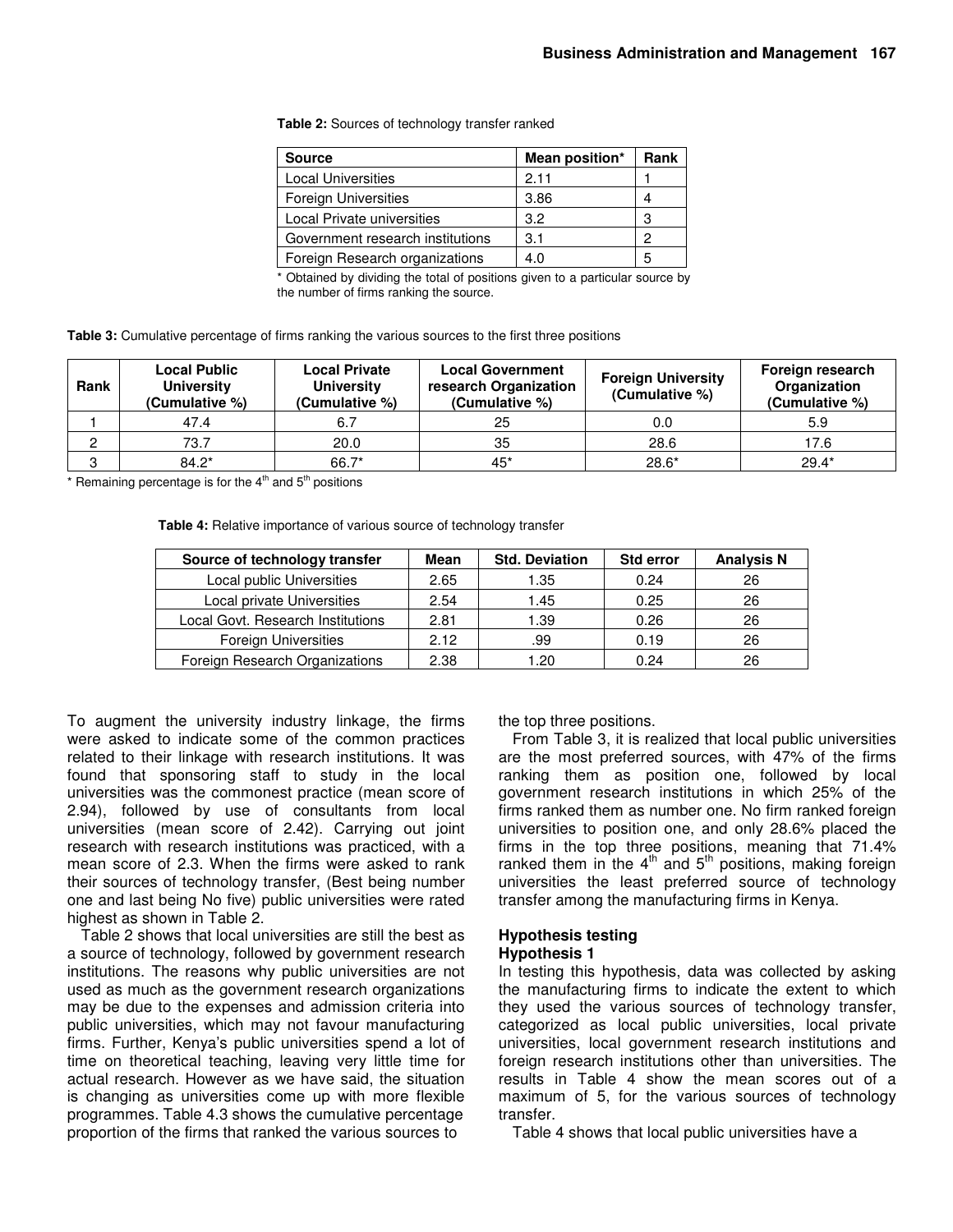**Table 2:** Sources of technology transfer ranked

| Source | Mean position* | Rank |
|---|---|---|
| Local Universities | 2.11 | 1 |
| Foreign Universities | 3.86 | 4 |
| Local Private universities | 3.2 | 3 |
| Government research institutions | 3.1 | 2 |
| Foreign Research organizations | 4.0 | 5 |

* Obtained by dividing the total of positions given to a particular source by the number of firms ranking the source.

**Table 3:** Cumulative percentage of firms ranking the various sources to the first three positions

| Rank | Local Public University (Cumulative %) | Local Private University (Cumulative %) | Local Government research Organization (Cumulative %) | Foreign University (Cumulative %) | Foreign research Organization (Cumulative %) |
|---|---|---|---|---|---|
| 1 | 47.4 | 6.7 | 25 | 0.0 | 5.9 |
| 2 | 73.7 | 20.0 | 35 | 28.6 | 17.6 |
| 3 | 84.2* | 66.7* | 45* | 28.6* | 29.4* |

* Remaining percentage is for the 4th and 5th positions

**Table 4:** Relative importance of various source of technology transfer

| Source of technology transfer | Mean | Std. Deviation | Std error | Analysis N |
|---|---|---|---|---|
| Local public Universities | 2.65 | 1.35 | 0.24 | 26 |
| Local private Universities | 2.54 | 1.45 | 0.25 | 26 |
| Local Govt. Research Institutions | 2.81 | 1.39 | 0.26 | 26 |
| Foreign Universities | 2.12 | .99 | 0.19 | 26 |
| Foreign Research Organizations | 2.38 | 1.20 | 0.24 | 26 |

To augment the university industry linkage, the firms were asked to indicate some of the common practices related to their linkage with research institutions. It was found that sponsoring staff to study in the local universities was the commonest practice (mean score of 2.94), followed by use of consultants from local universities (mean score of 2.42). Carrying out joint research with research institutions was practiced, with a mean score of 2.3. When the firms were asked to rank their sources of technology transfer, (Best being number one and last being No five) public universities were rated highest as shown in Table 2.

Table 2 shows that local universities are still the best as a source of technology, followed by government research institutions. The reasons why public universities are not used as much as the government research organizations may be due to the expenses and admission criteria into public universities, which may not favour manufacturing firms. Further, Kenya's public universities spend a lot of time on theoretical teaching, leaving very little time for actual research. However as we have said, the situation is changing as universities come up with more flexible programmes. Table 4.3 shows the cumulative percentage proportion of the firms that ranked the various sources to the top three positions.

From Table 3, it is realized that local public universities are the most preferred sources, with 47% of the firms ranking them as position one, followed by local government research institutions in which 25% of the firms ranked them as number one. No firm ranked foreign universities to position one, and only 28.6% placed the firms in the top three positions, meaning that 71.4% ranked them in the 4th and 5th positions, making foreign universities the least preferred source of technology transfer among the manufacturing firms in Kenya.

## Hypothesis testing

### Hypothesis 1

In testing this hypothesis, data was collected by asking the manufacturing firms to indicate the extent to which they used the various sources of technology transfer, categorized as local public universities, local private universities, local government research institutions and foreign research institutions other than universities. The results in Table 4 show the mean scores out of a maximum of 5, for the various sources of technology transfer.

Table 4 shows that local public universities have a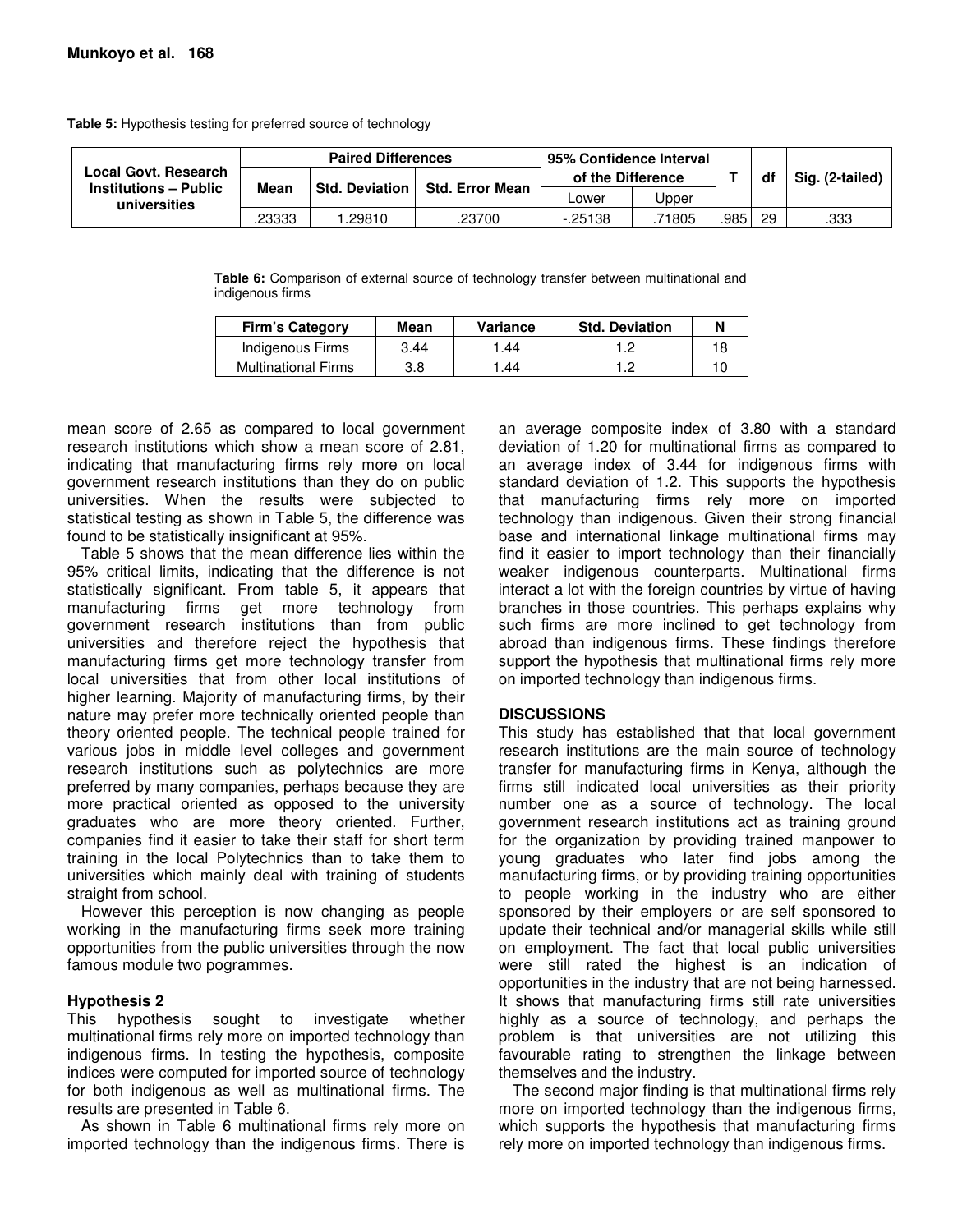**Table 5:** Hypothesis testing for preferred source of technology

| Local Govt. Research Institutions – Public universities | Paired Differences | | | 95% Confidence Interval of the Difference | | T | df | Sig. (2-tailed) |
|---|---|---|---|---|---|---|---|---|
| | Mean | Std. Deviation | Std. Error Mean | Lower | Upper | | | |
| | .23333 | 1.29810 | .23700 | -.25138 | .71805 | .985 | 29 | .333 |

**Table 6:** Comparison of external source of technology transfer between multinational and indigenous firms

| Firm's Category | Mean | Variance | Std. Deviation | N |
|---|---|---|---|---|
| Indigenous Firms | 3.44 | 1.44 | 1.2 | 18 |
| Multinational Firms | 3.8 | 1.44 | 1.2 | 10 |

mean score of 2.65 as compared to local government research institutions which show a mean score of 2.81, indicating that manufacturing firms rely more on local government research institutions than they do on public universities. When the results were subjected to statistical testing as shown in Table 5, the difference was found to be statistically insignificant at 95%.

Table 5 shows that the mean difference lies within the 95% critical limits, indicating that the difference is not statistically significant. From table 5, it appears that manufacturing firms get more technology from government research institutions than from public universities and therefore reject the hypothesis that manufacturing firms get more technology transfer from local universities that from other local institutions of higher learning. Majority of manufacturing firms, by their nature may prefer more technically oriented people than theory oriented people. The technical people trained for various jobs in middle level colleges and government research institutions such as polytechnics are more preferred by many companies, perhaps because they are more practical oriented as opposed to the university graduates who are more theory oriented. Further, companies find it easier to take their staff for short term training in the local Polytechnics than to take them to universities which mainly deal with training of students straight from school.

However this perception is now changing as people working in the manufacturing firms seek more training opportunities from the public universities through the now famous module two pogrammes.

### Hypothesis 2

This hypothesis sought to investigate whether multinational firms rely more on imported technology than indigenous firms. In testing the hypothesis, composite indices were computed for imported source of technology for both indigenous as well as multinational firms. The results are presented in Table 6.

As shown in Table 6 multinational firms rely more on imported technology than the indigenous firms. There is an average composite index of 3.80 with a standard deviation of 1.20 for multinational firms as compared to an average index of 3.44 for indigenous firms with standard deviation of 1.2. This supports the hypothesis that manufacturing firms rely more on imported technology than indigenous. Given their strong financial base and international linkage multinational firms may find it easier to import technology than their financially weaker indigenous counterparts. Multinational firms interact a lot with the foreign countries by virtue of having branches in those countries. This perhaps explains why such firms are more inclined to get technology from abroad than indigenous firms. These findings therefore support the hypothesis that multinational firms rely more on imported technology than indigenous firms.

## DISCUSSIONS

This study has established that that local government research institutions are the main source of technology transfer for manufacturing firms in Kenya, although the firms still indicated local universities as their priority number one as a source of technology. The local government research institutions act as training ground for the organization by providing trained manpower to young graduates who later find jobs among the manufacturing firms, or by providing training opportunities to people working in the industry who are either sponsored by their employers or are self sponsored to update their technical and/or managerial skills while still on employment. The fact that local public universities were still rated the highest is an indication of opportunities in the industry that are not being harnessed. It shows that manufacturing firms still rate universities highly as a source of technology, and perhaps the problem is that universities are not utilizing this favourable rating to strengthen the linkage between themselves and the industry.

The second major finding is that multinational firms rely more on imported technology than the indigenous firms, which supports the hypothesis that manufacturing firms rely more on imported technology than indigenous firms.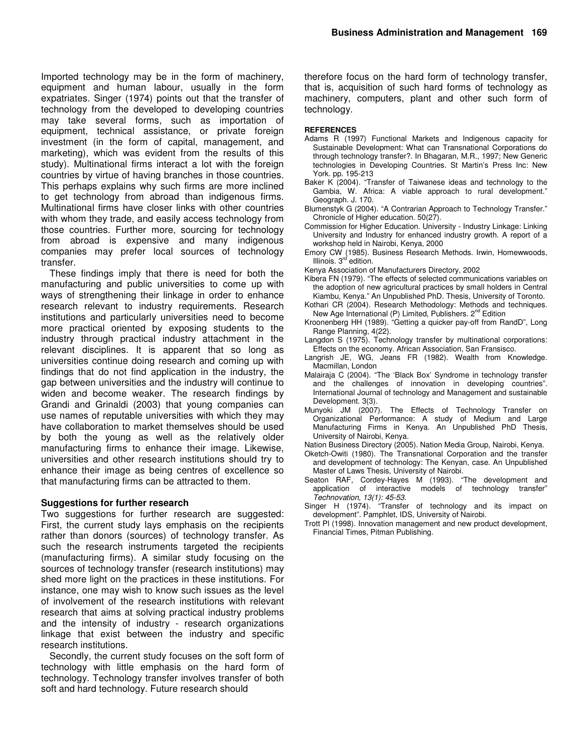Imported technology may be in the form of machinery, equipment and human labour, usually in the form expatriates. Singer (1974) points out that the transfer of technology from the developed to developing countries may take several forms, such as importation of equipment, technical assistance, or private foreign investment (in the form of capital, management, and marketing), which was evident from the results of this study). Multinational firms interact a lot with the foreign countries by virtue of having branches in those countries. This perhaps explains why such firms are more inclined to get technology from abroad than indigenous firms. Multinational firms have closer links with other countries with whom they trade, and easily access technology from those countries. Further more, sourcing for technology from abroad is expensive and many indigenous companies may prefer local sources of technology transfer.

These findings imply that there is need for both the manufacturing and public universities to come up with ways of strengthening their linkage in order to enhance research relevant to industry requirements. Research institutions and particularly universities need to become more practical oriented by exposing students to the industry through practical industry attachment in the relevant disciplines. It is apparent that so long as universities continue doing research and coming up with findings that do not find application in the industry, the gap between universities and the industry will continue to widen and become weaker. The research findings by Grandi and Grinaldi (2003) that young companies can use names of reputable universities with which they may have collaboration to market themselves should be used by both the young as well as the relatively older manufacturing firms to enhance their image. Likewise, universities and other research institutions should try to enhance their image as being centres of excellence so that manufacturing firms can be attracted to them.

### Suggestions for further research

Two suggestions for further research are suggested: First, the current study lays emphasis on the recipients rather than donors (sources) of technology transfer. As such the research instruments targeted the recipients (manufacturing firms). A similar study focusing on the sources of technology transfer (research institutions) may shed more light on the practices in these institutions. For instance, one may wish to know such issues as the level of involvement of the research institutions with relevant research that aims at solving practical industry problems and the intensity of industry - research organizations linkage that exist between the industry and specific research institutions.

Secondly, the current study focuses on the soft form of technology with little emphasis on the hard form of technology. Technology transfer involves transfer of both soft and hard technology. Future research should therefore focus on the hard form of technology transfer, that is, acquisition of such hard forms of technology as machinery, computers, plant and other such form of technology.

#### REFERENCES

Adams R (1997) Functional Markets and Indigenous capacity for Sustainable Development: What can Transnational Corporations do through technology transfer?. In Bhagaran, M.R., 1997; New Generic technologies in Developing Countries. St Martin's Press Inc: New York. pp. 195-213

Baker K (2004). "Transfer of Taiwanese ideas and technology to the Gambia, W. Africa: A viable approach to rural development." Geograph. J. 170.

Blumenstyk G (2004). "A Contrarian Approach to Technology Transfer." Chronicle of Higher education. 50(27).

Commission for Higher Education. University - Industry Linkage: Linking University and Industry for enhanced industry growth. A report of a workshop held in Nairobi, Kenya, 2000

Emory CW (1985). Business Research Methods. Irwin, Homewwoods, Illinois. 3rd edition.

Kenya Association of Manufacturers Directory, 2002

Kibera FN (1979). "The effects of selected communications variables on the adoption of new agricultural practices by small holders in Central Kiambu, Kenya." An Unpublished PhD. Thesis, University of Toronto.

Kothari CR (2004). Research Methodology: Methods and techniques. New Age International (P) Limited, Publishers. 2nd Edition

Kroonenberg HH (1989). "Getting a quicker pay-off from RandD", Long Range Planning, 4(22).

Langdon S (1975). Technology transfer by multinational corporations: Effects on the economy. African Association, San Fransisco.

Langrish JE, WG, Jeans FR (1982). Wealth from Knowledge. Macmillan, London

Malairaja C (2004). "The 'Black Box' Syndrome in technology transfer and the challenges of innovation in developing countries". International Journal of technology and Management and sustainable Development. 3(3).

Munyoki JM (2007). The Effects of Technology Transfer on Organizational Performance: A study of Medium and Large Manufacturing Firms in Kenya. An Unpublished PhD Thesis, University of Nairobi, Kenya.

Nation Business Directory (2005). Nation Media Group, Nairobi, Kenya.

Oketch-Owiti (1980). The Transnational Corporation and the transfer and development of technology: The Kenyan, case. An Unpublished Master of Laws Thesis, University of Nairobi.

Seaton RAF, Cordey-Hayes M (1993). "The development and application of interactive models of technology transfer" *Technovation, 13(1): 45-53.*

Singer H (1974). "Transfer of technology and its impact on development". Pamphlet, IDS, University of Nairobi.

Trott Pl (1998). Innovation management and new product development, Financial Times, Pitman Publishing.